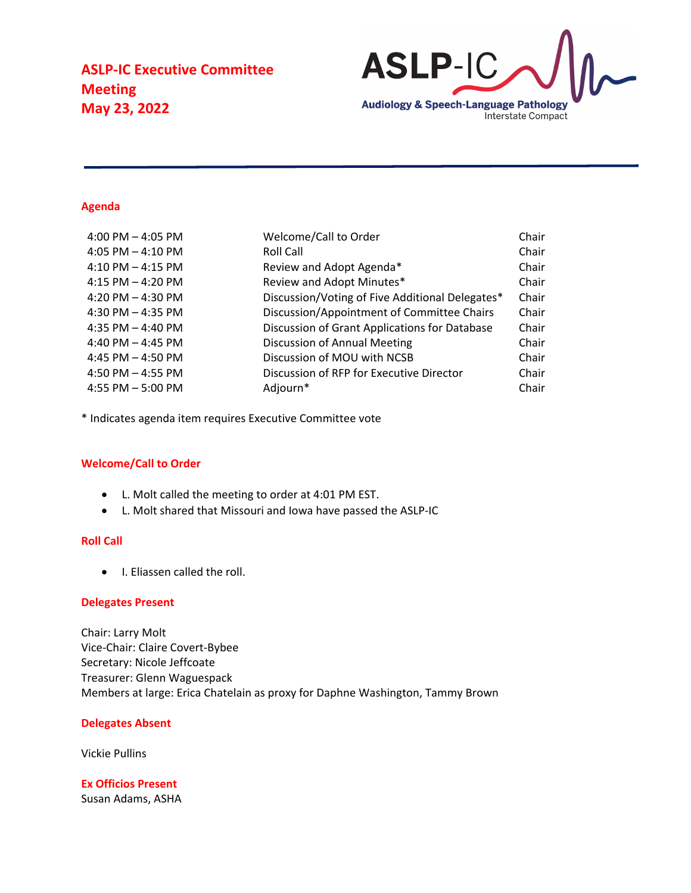# ASLP-IC Executive Committee Meeting
# May 23, 2022

ASLP-IC
Audiology & Speech-Language Pathology
Interstate Compact

## Agenda

| | | |
|---|---|---|
| 4:00 PM – 4:05 PM | Welcome/Call to Order | Chair |
| 4:05 PM – 4:10 PM | Roll Call | Chair |
| 4:10 PM – 4:15 PM | Review and Adopt Agenda* | Chair |
| 4:15 PM – 4:20 PM | Review and Adopt Minutes* | Chair |
| 4:20 PM – 4:30 PM | Discussion/Voting of Five Additional Delegates* | Chair |
| 4:30 PM – 4:35 PM | Discussion/Appointment of Committee Chairs | Chair |
| 4:35 PM – 4:40 PM | Discussion of Grant Applications for Database | Chair |
| 4:40 PM – 4:45 PM | Discussion of Annual Meeting | Chair |
| 4:45 PM – 4:50 PM | Discussion of MOU with NCSB | Chair |
| 4:50 PM – 4:55 PM | Discussion of RFP for Executive Director | Chair |
| 4:55 PM – 5:00 PM | Adjourn* | Chair |

* Indicates agenda item requires Executive Committee vote

## Welcome/Call to Order

- L. Molt called the meeting to order at 4:01 PM EST.
- L. Molt shared that Missouri and Iowa have passed the ASLP-IC

## Roll Call

- I. Eliassen called the roll.

## Delegates Present

Chair: Larry Molt
Vice-Chair: Claire Covert-Bybee
Secretary: Nicole Jeffcoate
Treasurer: Glenn Waguespack
Members at large: Erica Chatelain as proxy for Daphne Washington, Tammy Brown

## Delegates Absent

Vickie Pullins

## Ex Officios Present

Susan Adams, ASHA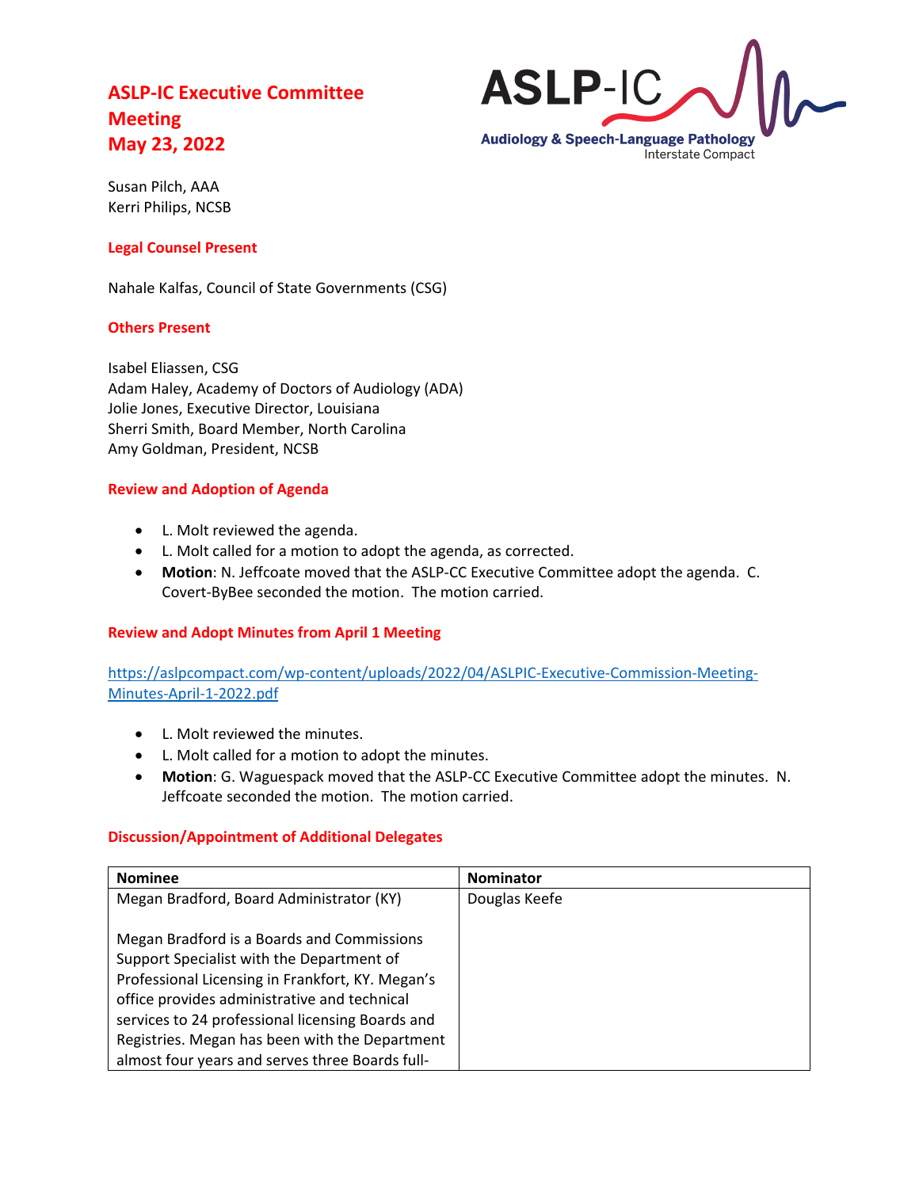# ASLP-IC Executive Committee Meeting May 23, 2022

Susan Pilch, AAA
Kerri Philips, NCSB

## Legal Counsel Present

Nahale Kalfas, Council of State Governments (CSG)

## Others Present

Isabel Eliassen, CSG
Adam Haley, Academy of Doctors of Audiology (ADA)
Jolie Jones, Executive Director, Louisiana
Sherri Smith, Board Member, North Carolina
Amy Goldman, President, NCSB

## Review and Adoption of Agenda

- L. Molt reviewed the agenda.
- L. Molt called for a motion to adopt the agenda, as corrected.
- **Motion**: N. Jeffcoate moved that the ASLP-CC Executive Committee adopt the agenda. C. Covert-ByBee seconded the motion. The motion carried.

## Review and Adopt Minutes from April 1 Meeting

[https://aslpcompact.com/wp-content/uploads/2022/04/ASLPIC-Executive-Commission-Meeting-Minutes-April-1-2022.pdf](https://aslpcompact.com/wp-content/uploads/2022/04/ASLPIC-Executive-Commission-Meeting-Minutes-April-1-2022.pdf)

- L. Molt reviewed the minutes.
- L. Molt called for a motion to adopt the minutes.
- **Motion**: G. Waguespack moved that the ASLP-CC Executive Committee adopt the minutes. N. Jeffcoate seconded the motion. The motion carried.

## Discussion/Appointment of Additional Delegates

| Nominee | Nominator |
|---|---|
| Megan Bradford, Board Administrator (KY)<br><br>Megan Bradford is a Boards and Commissions Support Specialist with the Department of Professional Licensing in Frankfort, KY. Megan's office provides administrative and technical services to 24 professional licensing Boards and Registries. Megan has been with the Department almost four years and serves three Boards full- | Douglas Keefe |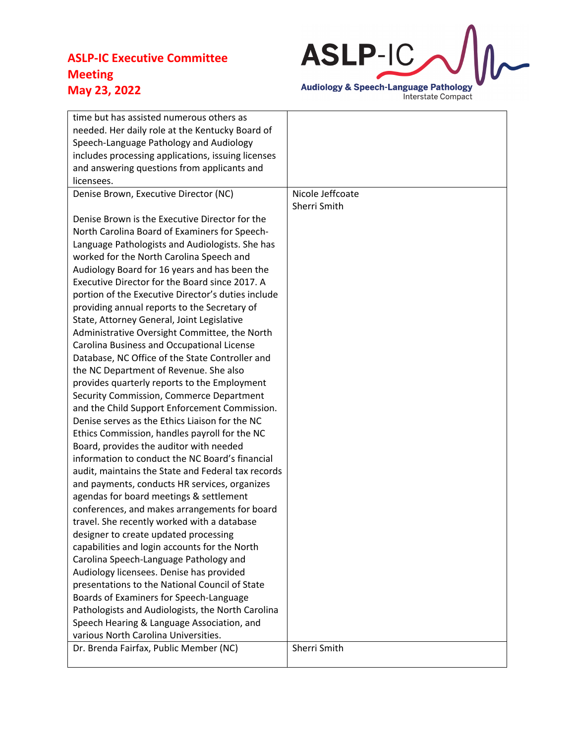| | |
|---|---|
| time but has assisted numerous others as needed. Her daily role at the Kentucky Board of Speech-Language Pathology and Audiology includes processing applications, issuing licenses and answering questions from applicants and licensees. | |
| Denise Brown, Executive Director (NC)<br><br>Denise Brown is the Executive Director for the North Carolina Board of Examiners for Speech-Language Pathologists and Audiologists. She has worked for the North Carolina Speech and Audiology Board for 16 years and has been the Executive Director for the Board since 2017. A portion of the Executive Director's duties include providing annual reports to the Secretary of State, Attorney General, Joint Legislative Administrative Oversight Committee, the North Carolina Business and Occupational License Database, NC Office of the State Controller and the NC Department of Revenue. She also provides quarterly reports to the Employment Security Commission, Commerce Department and the Child Support Enforcement Commission. Denise serves as the Ethics Liaison for the NC Ethics Commission, handles payroll for the NC Board, provides the auditor with needed information to conduct the NC Board's financial audit, maintains the State and Federal tax records and payments, conducts HR services, organizes agendas for board meetings & settlement conferences, and makes arrangements for board travel. She recently worked with a database designer to create updated processing capabilities and login accounts for the North Carolina Speech-Language Pathology and Audiology licensees. Denise has provided presentations to the National Council of State Boards of Examiners for Speech-Language Pathologists and Audiologists, the North Carolina Speech Hearing & Language Association, and various North Carolina Universities. | Nicole Jeffcoate<br>Sherri Smith |
| Dr. Brenda Fairfax, Public Member (NC) | Sherri Smith |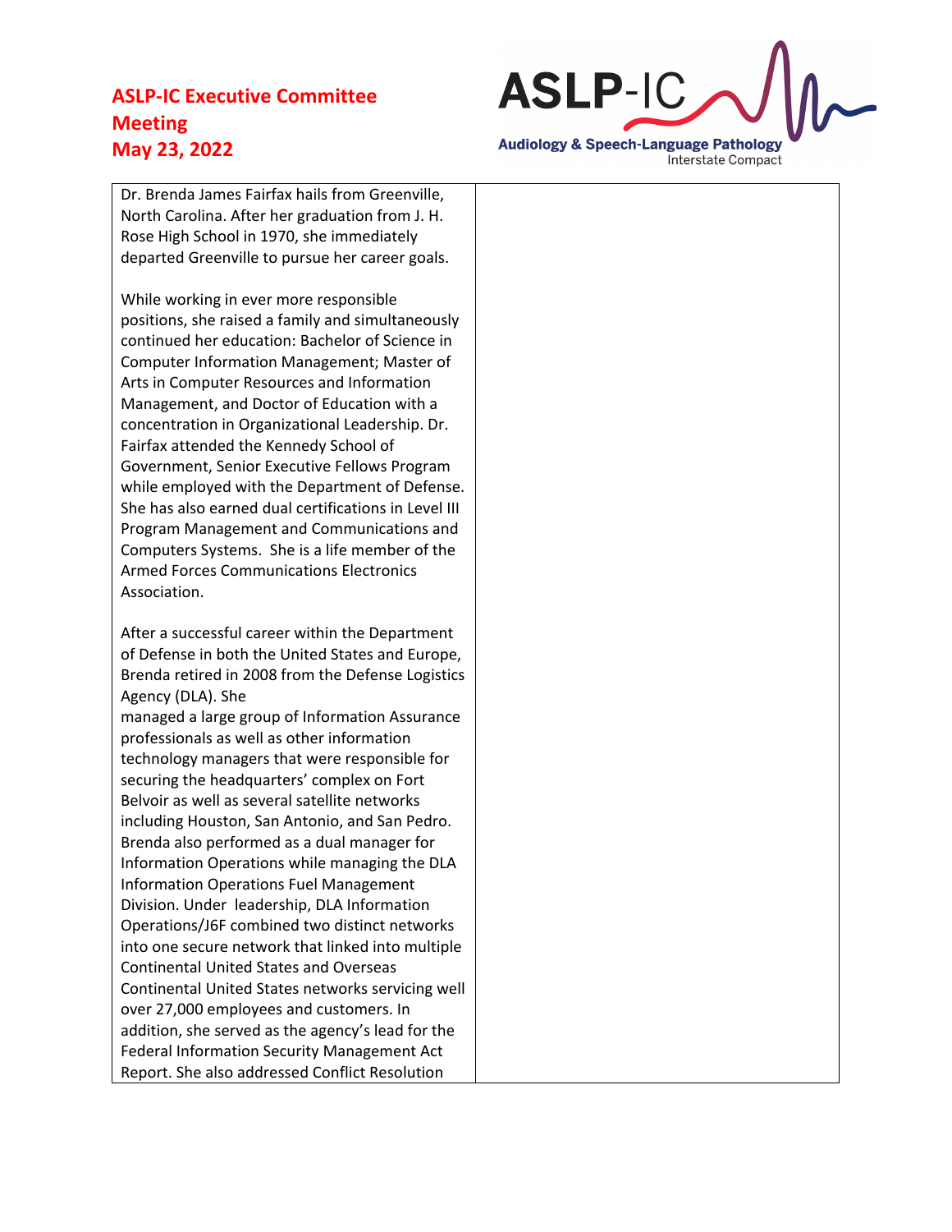Dr. Brenda James Fairfax hails from Greenville, North Carolina. After her graduation from J. H. Rose High School in 1970, she immediately departed Greenville to pursue her career goals.

While working in ever more responsible positions, she raised a family and simultaneously continued her education: Bachelor of Science in Computer Information Management; Master of Arts in Computer Resources and Information Management, and Doctor of Education with a concentration in Organizational Leadership. Dr. Fairfax attended the Kennedy School of Government, Senior Executive Fellows Program while employed with the Department of Defense. She has also earned dual certifications in Level III Program Management and Communications and Computers Systems. She is a life member of the Armed Forces Communications Electronics Association.

After a successful career within the Department of Defense in both the United States and Europe, Brenda retired in 2008 from the Defense Logistics Agency (DLA). She managed a large group of Information Assurance professionals as well as other information technology managers that were responsible for securing the headquarters' complex on Fort Belvoir as well as several satellite networks including Houston, San Antonio, and San Pedro. Brenda also performed as a dual manager for Information Operations while managing the DLA Information Operations Fuel Management Division. Under leadership, DLA Information Operations/J6F combined two distinct networks into one secure network that linked into multiple Continental United States and Overseas Continental United States networks servicing well over 27,000 employees and customers. In addition, she served as the agency's lead for the Federal Information Security Management Act Report. She also addressed Conflict Resolution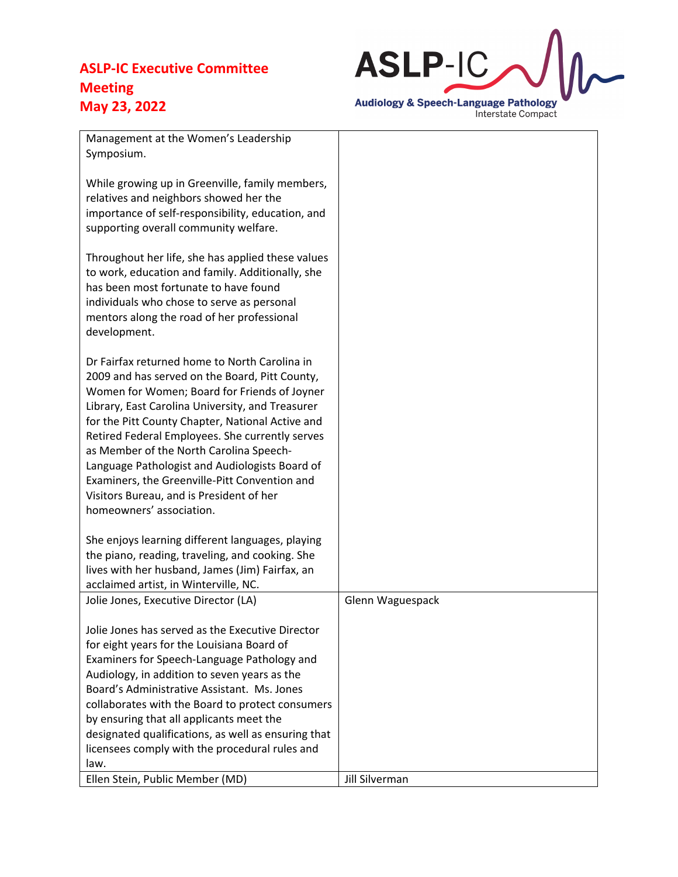| | |
|---|---|
| Management at the Women's Leadership Symposium.<br><br>While growing up in Greenville, family members, relatives and neighbors showed her the importance of self-responsibility, education, and supporting overall community welfare.<br><br>Throughout her life, she has applied these values to work, education and family. Additionally, she has been most fortunate to have found individuals who chose to serve as personal mentors along the road of her professional development.<br><br>Dr Fairfax returned home to North Carolina in 2009 and has served on the Board, Pitt County, Women for Women; Board for Friends of Joyner Library, East Carolina University, and Treasurer for the Pitt County Chapter, National Active and Retired Federal Employees. She currently serves as Member of the North Carolina Speech-Language Pathologist and Audiologists Board of Examiners, the Greenville-Pitt Convention and Visitors Bureau, and is President of her homeowners' association.<br><br>She enjoys learning different languages, playing the piano, reading, traveling, and cooking. She lives with her husband, James (Jim) Fairfax, an acclaimed artist, in Winterville, NC. | |
| Jolie Jones, Executive Director (LA)<br><br>Jolie Jones has served as the Executive Director for eight years for the Louisiana Board of Examiners for Speech-Language Pathology and Audiology, in addition to seven years as the Board's Administrative Assistant. Ms. Jones collaborates with the Board to protect consumers by ensuring that all applicants meet the designated qualifications, as well as ensuring that licensees comply with the procedural rules and law. | Glenn Waguespack |
| Ellen Stein, Public Member (MD) | Jill Silverman |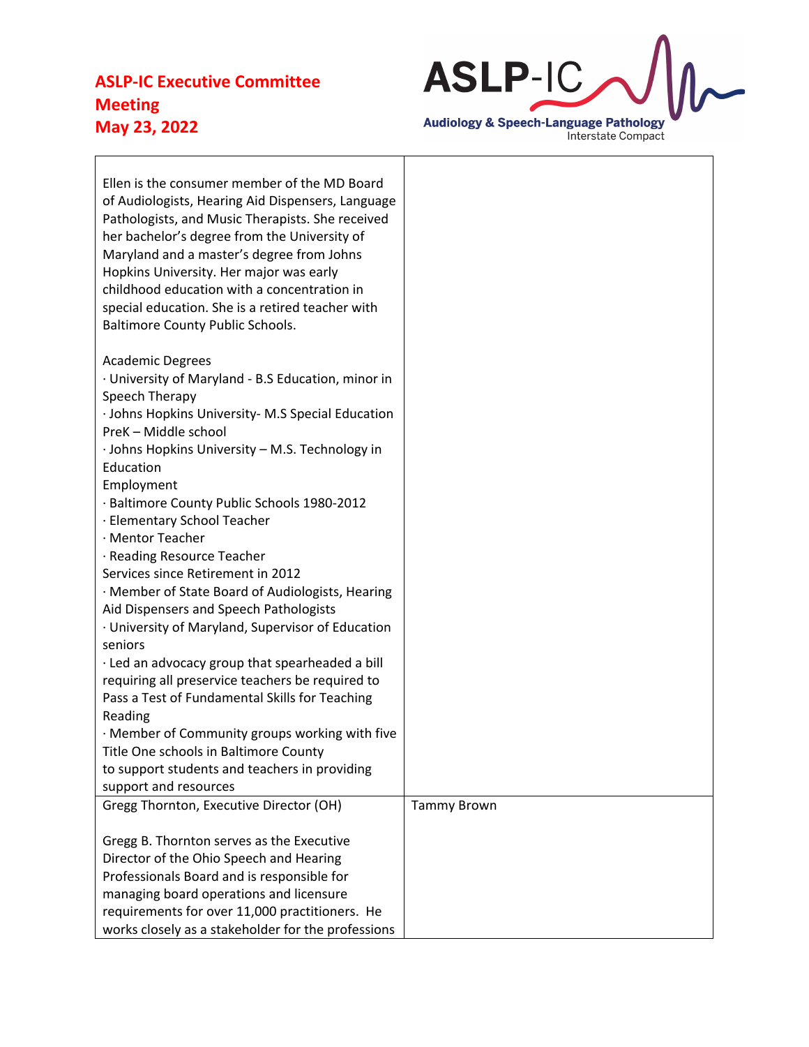| | |
|---|---|
| Ellen is the consumer member of the MD Board of Audiologists, Hearing Aid Dispensers, Language Pathologists, and Music Therapists. She received her bachelor's degree from the University of Maryland and a master's degree from Johns Hopkins University. Her major was early childhood education with a concentration in special education. She is a retired teacher with Baltimore County Public Schools.<br><br>Academic Degrees<br>· University of Maryland - B.S Education, minor in Speech Therapy<br>· Johns Hopkins University- M.S Special Education PreK – Middle school<br>· Johns Hopkins University – M.S. Technology in Education<br>Employment<br>· Baltimore County Public Schools 1980-2012<br>· Elementary School Teacher<br>· Mentor Teacher<br>· Reading Resource Teacher<br>Services since Retirement in 2012<br>· Member of State Board of Audiologists, Hearing Aid Dispensers and Speech Pathologists<br>· University of Maryland, Supervisor of Education seniors<br>· Led an advocacy group that spearheaded a bill requiring all preservice teachers be required to Pass a Test of Fundamental Skills for Teaching Reading<br>· Member of Community groups working with five Title One schools in Baltimore County to support students and teachers in providing support and resources | |
| Gregg Thornton, Executive Director (OH)<br><br>Gregg B. Thornton serves as the Executive Director of the Ohio Speech and Hearing Professionals Board and is responsible for managing board operations and licensure requirements for over 11,000 practitioners. He works closely as a stakeholder for the professions | Tammy Brown |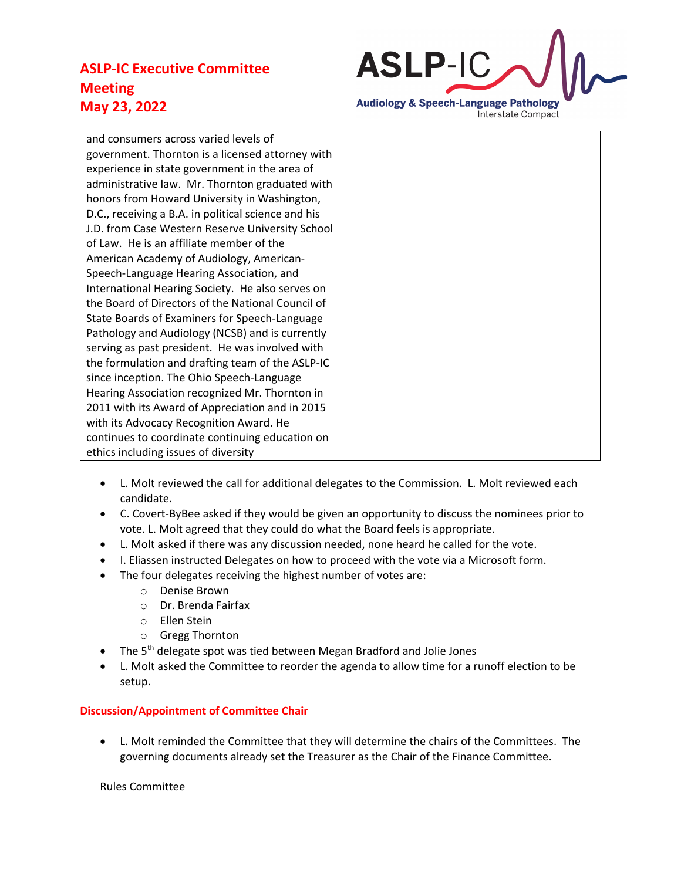| and consumers across varied levels of government. Thornton is a licensed attorney with experience in state government in the area of administrative law. Mr. Thornton graduated with honors from Howard University in Washington, D.C., receiving a B.A. in political science and his J.D. from Case Western Reserve University School of Law. He is an affiliate member of the American Academy of Audiology, American-Speech-Language Hearing Association, and International Hearing Society. He also serves on the Board of Directors of the National Council of State Boards of Examiners for Speech-Language Pathology and Audiology (NCSB) and is currently serving as past president. He was involved with the formulation and drafting team of the ASLP-IC since inception. The Ohio Speech-Language Hearing Association recognized Mr. Thornton in 2011 with its Award of Appreciation and in 2015 with its Advocacy Recognition Award. He continues to coordinate continuing education on ethics including issues of diversity | |
|---|---|

- L. Molt reviewed the call for additional delegates to the Commission. L. Molt reviewed each candidate.
- C. Covert-ByBee asked if they would be given an opportunity to discuss the nominees prior to vote. L. Molt agreed that they could do what the Board feels is appropriate.
- L. Molt asked if there was any discussion needed, none heard he called for the vote.
- I. Eliassen instructed Delegates on how to proceed with the vote via a Microsoft form.
- The four delegates receiving the highest number of votes are:
  - Denise Brown
  - Dr. Brenda Fairfax
  - Ellen Stein
  - Gregg Thornton
- The 5th delegate spot was tied between Megan Bradford and Jolie Jones
- L. Molt asked the Committee to reorder the agenda to allow time for a runoff election to be setup.

## Discussion/Appointment of Committee Chair

- L. Molt reminded the Committee that they will determine the chairs of the Committees. The governing documents already set the Treasurer as the Chair of the Finance Committee.

Rules Committee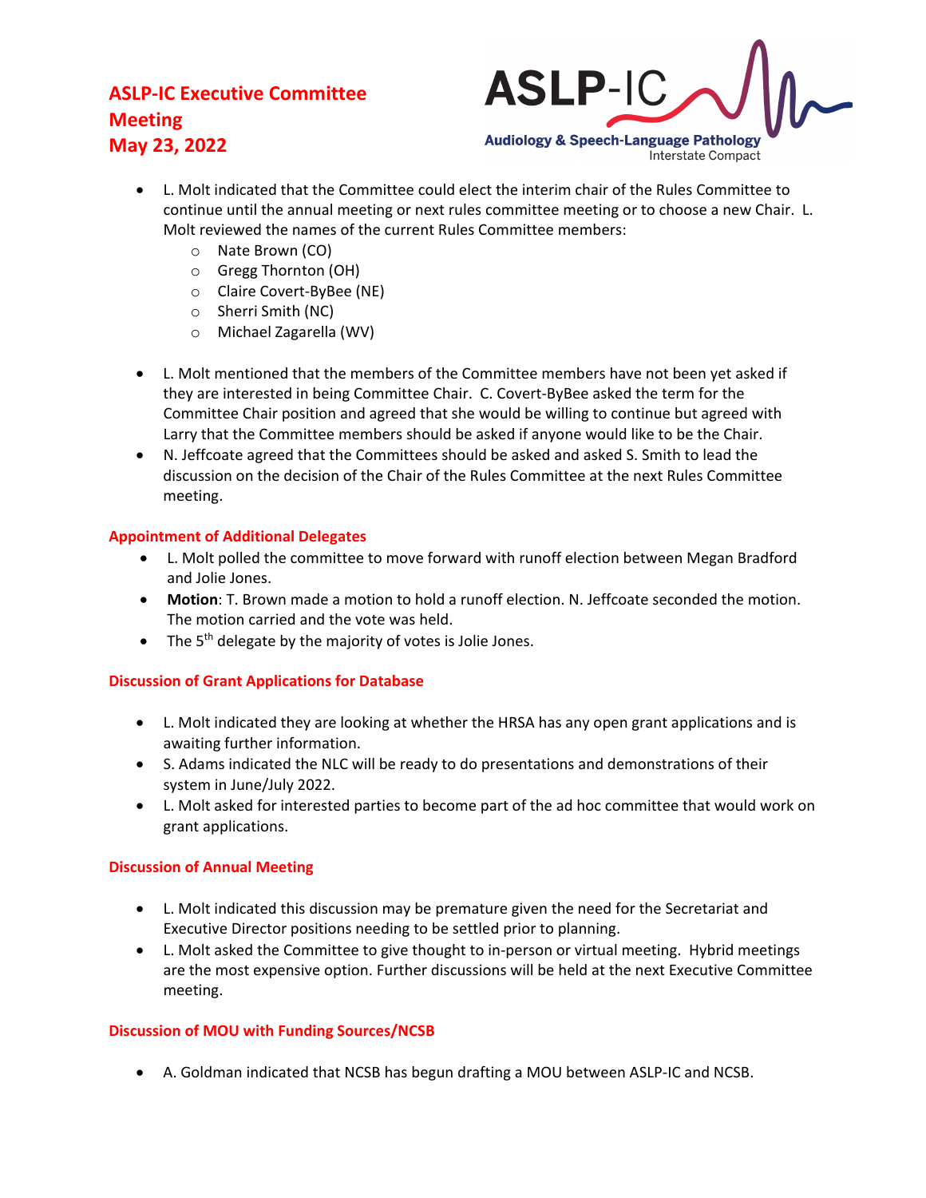- L. Molt indicated that the Committee could elect the interim chair of the Rules Committee to continue until the annual meeting or next rules committee meeting or to choose a new Chair. L. Molt reviewed the names of the current Rules Committee members:
  - Nate Brown (CO)
  - Gregg Thornton (OH)
  - Claire Covert-ByBee (NE)
  - Sherri Smith (NC)
  - Michael Zagarella (WV)

- L. Molt mentioned that the members of the Committee members have not been yet asked if they are interested in being Committee Chair. C. Covert-ByBee asked the term for the Committee Chair position and agreed that she would be willing to continue but agreed with Larry that the Committee members should be asked if anyone would like to be the Chair.
- N. Jeffcoate agreed that the Committees should be asked and asked S. Smith to lead the discussion on the decision of the Chair of the Rules Committee at the next Rules Committee meeting.

## Appointment of Additional Delegates

- L. Molt polled the committee to move forward with runoff election between Megan Bradford and Jolie Jones.
- **Motion**: T. Brown made a motion to hold a runoff election. N. Jeffcoate seconded the motion. The motion carried and the vote was held.
- The 5th delegate by the majority of votes is Jolie Jones.

## Discussion of Grant Applications for Database

- L. Molt indicated they are looking at whether the HRSA has any open grant applications and is awaiting further information.
- S. Adams indicated the NLC will be ready to do presentations and demonstrations of their system in June/July 2022.
- L. Molt asked for interested parties to become part of the ad hoc committee that would work on grant applications.

## Discussion of Annual Meeting

- L. Molt indicated this discussion may be premature given the need for the Secretariat and Executive Director positions needing to be settled prior to planning.
- L. Molt asked the Committee to give thought to in-person or virtual meeting. Hybrid meetings are the most expensive option. Further discussions will be held at the next Executive Committee meeting.

## Discussion of MOU with Funding Sources/NCSB

- A. Goldman indicated that NCSB has begun drafting a MOU between ASLP-IC and NCSB.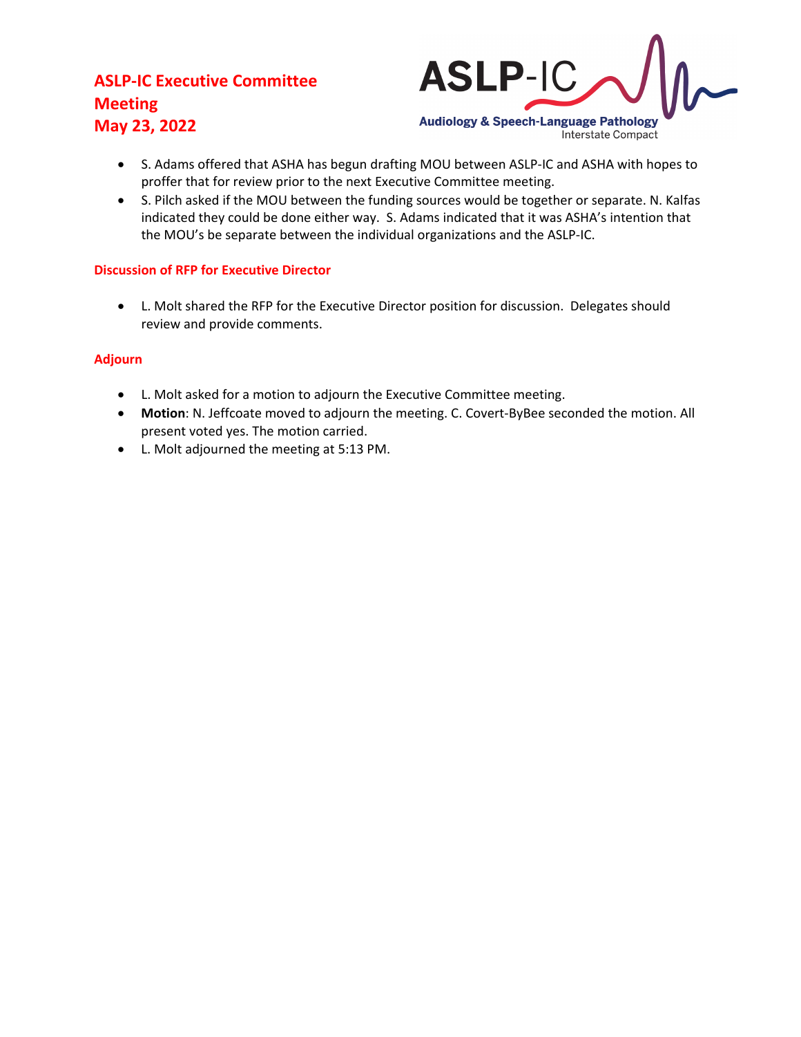- S. Adams offered that ASHA has begun drafting MOU between ASLP-IC and ASHA with hopes to proffer that for review prior to the next Executive Committee meeting.
- S. Pilch asked if the MOU between the funding sources would be together or separate. N. Kalfas indicated they could be done either way. S. Adams indicated that it was ASHA's intention that the MOU's be separate between the individual organizations and the ASLP-IC.

### Discussion of RFP for Executive Director

- L. Molt shared the RFP for the Executive Director position for discussion. Delegates should review and provide comments.

### Adjourn

- L. Molt asked for a motion to adjourn the Executive Committee meeting.
- **Motion**: N. Jeffcoate moved to adjourn the meeting. C. Covert-ByBee seconded the motion. All present voted yes. The motion carried.
- L. Molt adjourned the meeting at 5:13 PM.